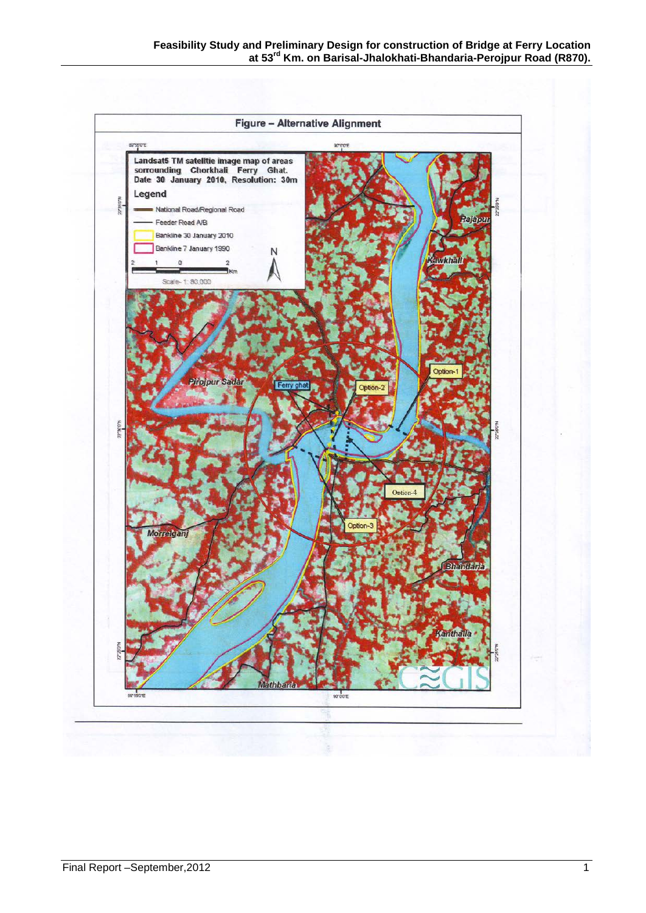Figure – Alternative Alignment

Landsat5 TM satellite image map of areas sorrounding Chorkhali Ferry Ghat.
Date 30 January 2010, Resolution: 30m

Legend

- National Road/Regional Road
- Feeder Road A/B
- Bankline 30 January 2010
- Bankline 7 January 1990

Scale- 1: 80,000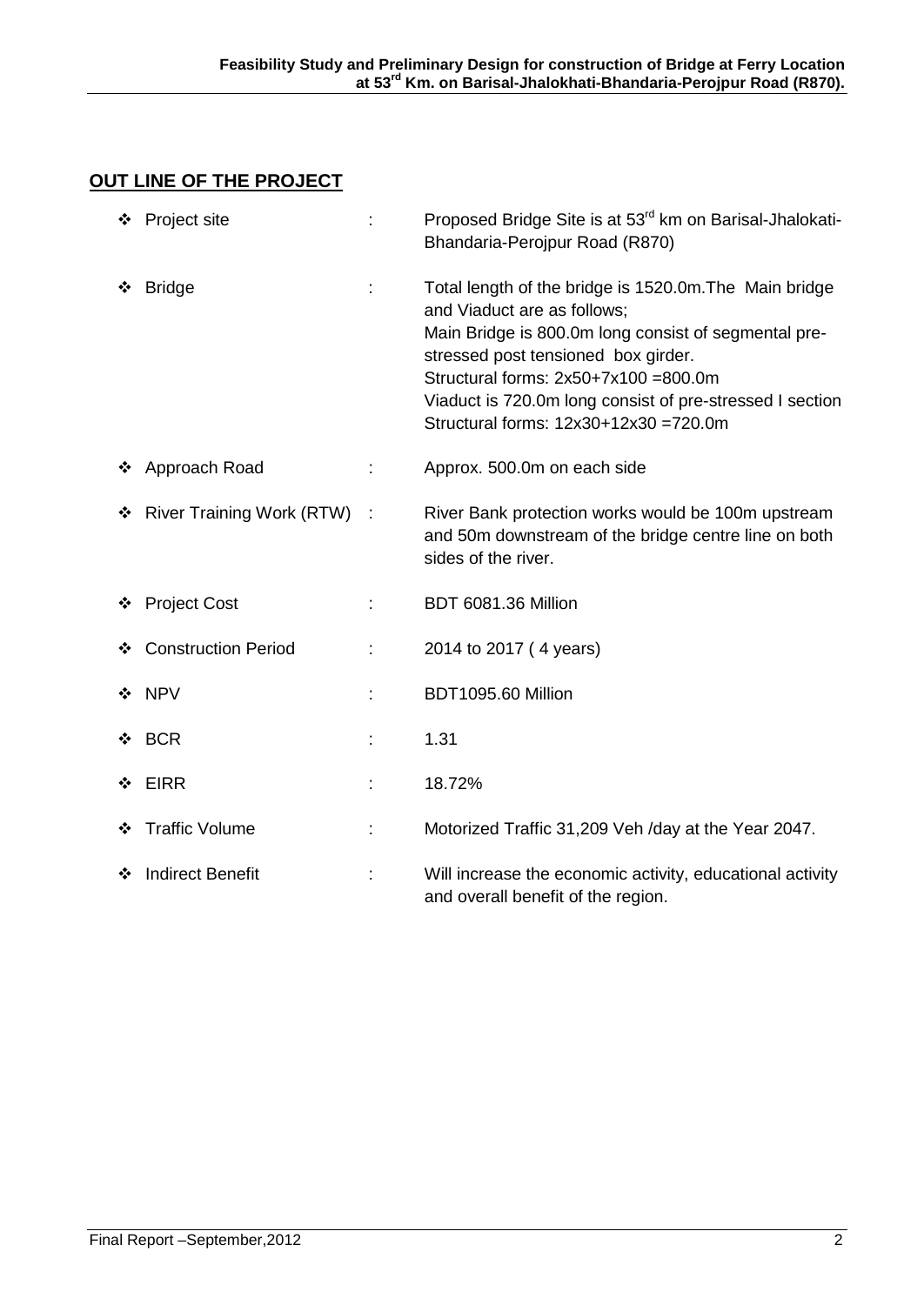## OUT LINE OF THE PROJECT

- **Project site** : Proposed Bridge Site is at 53rd km on Barisal-Jhalokati-Bhandaria-Perojpur Road (R870)
- **Bridge** : Total length of the bridge is 1520.0m.The Main bridge and Viaduct are as follows;
  Main Bridge is 800.0m long consist of segmental pre-stressed post tensioned box girder.
  Structural forms: 2x50+7x100 =800.0m
  Viaduct is 720.0m long consist of pre-stressed I section
  Structural forms: 12x30+12x30 =720.0m
- **Approach Road** : Approx. 500.0m on each side
- **River Training Work (RTW)** : River Bank protection works would be 100m upstream and 50m downstream of the bridge centre line on both sides of the river.
- **Project Cost** : BDT 6081.36 Million
- **Construction Period** : 2014 to 2017 ( 4 years)
- **NPV** : BDT1095.60 Million
- **BCR** : 1.31
- **EIRR** : 18.72%
- **Traffic Volume** : Motorized Traffic 31,209 Veh /day at the Year 2047.
- **Indirect Benefit** : Will increase the economic activity, educational activity and overall benefit of the region.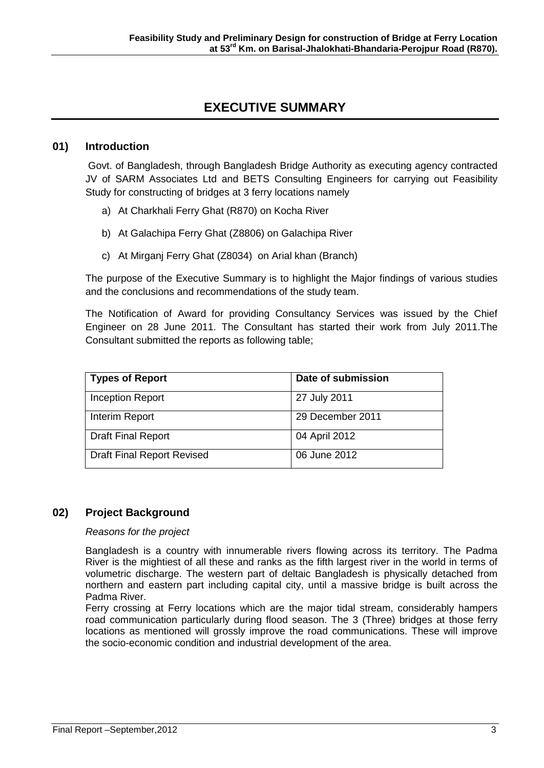# EXECUTIVE SUMMARY

## 01) Introduction

Govt. of Bangladesh, through Bangladesh Bridge Authority as executing agency contracted JV of SARM Associates Ltd and BETS Consulting Engineers for carrying out Feasibility Study for constructing of bridges at 3 ferry locations namely

a) At Charkhali Ferry Ghat (R870) on Kocha River

b) At Galachipa Ferry Ghat (Z8806) on Galachipa River

c) At Mirganj Ferry Ghat (Z8034) on Arial khan (Branch)

The purpose of the Executive Summary is to highlight the Major findings of various studies and the conclusions and recommendations of the study team.

The Notification of Award for providing Consultancy Services was issued by the Chief Engineer on 28 June 2011. The Consultant has started their work from July 2011.The Consultant submitted the reports as following table;

| Types of Report | Date of submission |
|---|---|
| Inception Report | 27 July 2011 |
| Interim Report | 29 December 2011 |
| Draft Final Report | 04 April 2012 |
| Draft Final Report Revised | 06 June 2012 |

## 02) Project Background

*Reasons for the project*

Bangladesh is a country with innumerable rivers flowing across its territory. The Padma River is the mightiest of all these and ranks as the fifth largest river in the world in terms of volumetric discharge. The western part of deltaic Bangladesh is physically detached from northern and eastern part including capital city, until a massive bridge is built across the Padma River.

Ferry crossing at Ferry locations which are the major tidal stream, considerably hampers road communication particularly during flood season. The 3 (Three) bridges at those ferry locations as mentioned will grossly improve the road communications. These will improve the socio-economic condition and industrial development of the area.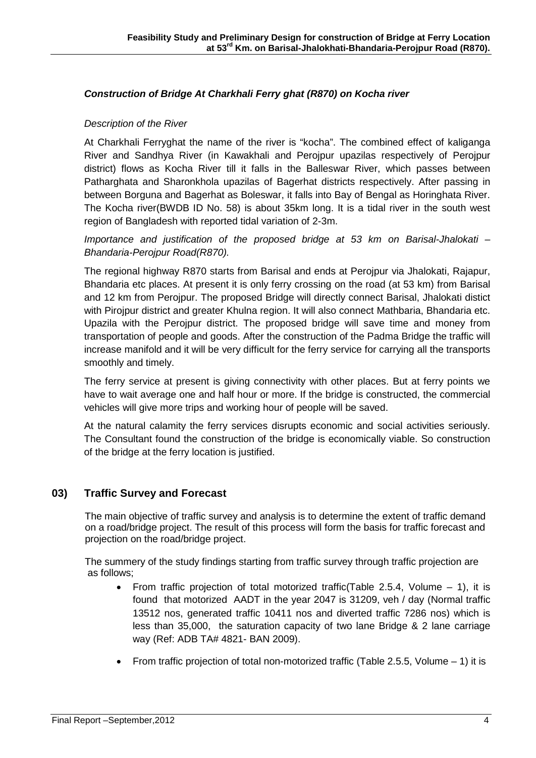***Construction of Bridge At Charkhali Ferry ghat (R870) on Kocha river***

*Description of the River*

At Charkhali Ferryghat the name of the river is "kocha". The combined effect of kaliganga River and Sandhya River (in Kawakhali and Perojpur upazilas respectively of Perojpur district) flows as Kocha River till it falls in the Balleswar River, which passes between Patharghata and Sharonkhola upazilas of Bagerhat districts respectively. After passing in between Borguna and Bagerhat as Boleswar, it falls into Bay of Bengal as Horinghata River. The Kocha river(BWDB ID No. 58) is about 35km long. It is a tidal river in the south west region of Bangladesh with reported tidal variation of 2-3m.

*Importance and justification of the proposed bridge at 53 km on Barisal-Jhalokati – Bhandaria-Perojpur Road(R870).*

The regional highway R870 starts from Barisal and ends at Perojpur via Jhalokati, Rajapur, Bhandaria etc places. At present it is only ferry crossing on the road (at 53 km) from Barisal and 12 km from Perojpur. The proposed Bridge will directly connect Barisal, Jhalokati distict with Pirojpur district and greater Khulna region. It will also connect Mathbaria, Bhandaria etc. Upazila with the Perojpur district. The proposed bridge will save time and money from transportation of people and goods. After the construction of the Padma Bridge the traffic will increase manifold and it will be very difficult for the ferry service for carrying all the transports smoothly and timely.

The ferry service at present is giving connectivity with other places. But at ferry points we have to wait average one and half hour or more. If the bridge is constructed, the commercial vehicles will give more trips and working hour of people will be saved.

At the natural calamity the ferry services disrupts economic and social activities seriously. The Consultant found the construction of the bridge is economically viable. So construction of the bridge at the ferry location is justified.

## 03) Traffic Survey and Forecast

The main objective of traffic survey and analysis is to determine the extent of traffic demand on a road/bridge project. The result of this process will form the basis for traffic forecast and projection on the road/bridge project.

The summery of the study findings starting from traffic survey through traffic projection are as follows;

- From traffic projection of total motorized traffic(Table 2.5.4, Volume – 1), it is found that motorized AADT in the year 2047 is 31209, veh / day (Normal traffic 13512 nos, generated traffic 10411 nos and diverted traffic 7286 nos) which is less than 35,000, the saturation capacity of two lane Bridge & 2 lane carriage way (Ref: ADB TA# 4821- BAN 2009).
- From traffic projection of total non-motorized traffic (Table 2.5.5, Volume – 1) it is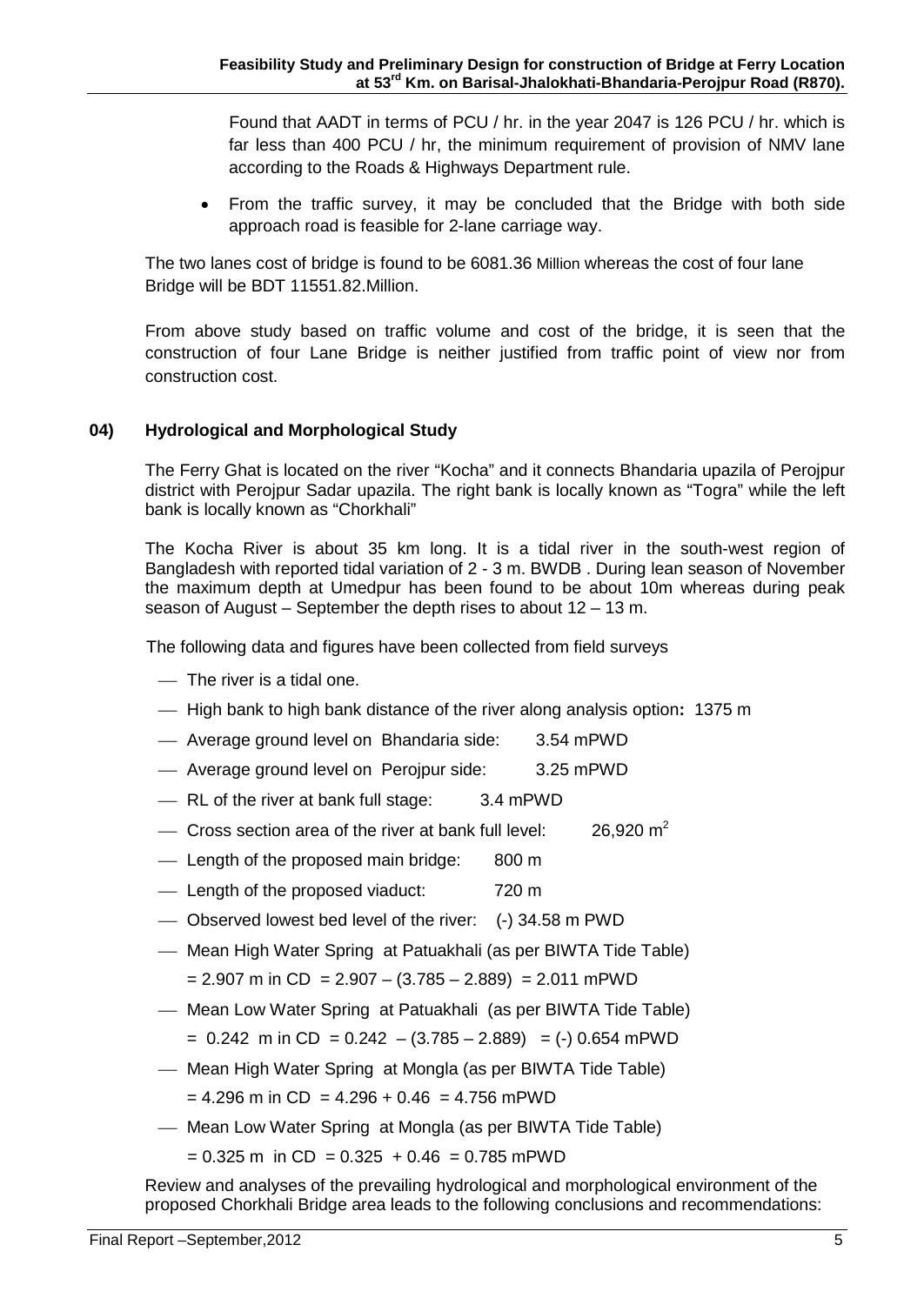Found that AADT in terms of PCU / hr. in the year 2047 is 126 PCU / hr. which is far less than 400 PCU / hr, the minimum requirement of provision of NMV lane according to the Roads & Highways Department rule.

- From the traffic survey, it may be concluded that the Bridge with both side approach road is feasible for 2-lane carriage way.

The two lanes cost of bridge is found to be 6081.36 Million whereas the cost of four lane Bridge will be BDT 11551.82.Million.

From above study based on traffic volume and cost of the bridge, it is seen that the construction of four Lane Bridge is neither justified from traffic point of view nor from construction cost.

## 04) Hydrological and Morphological Study

The Ferry Ghat is located on the river "Kocha" and it connects Bhandaria upazila of Perojpur district with Perojpur Sadar upazila. The right bank is locally known as "Togra" while the left bank is locally known as "Chorkhali"

The Kocha River is about 35 km long. It is a tidal river in the south-west region of Bangladesh with reported tidal variation of 2 - 3 m. BWDB . During lean season of November the maximum depth at Umedpur has been found to be about 10m whereas during peak season of August – September the depth rises to about 12 – 13 m.

The following data and figures have been collected from field surveys

- The river is a tidal one.
- High bank to high bank distance of the river along analysis option**:** 1375 m
- Average ground level on Bhandaria side: 3.54 mPWD
- Average ground level on Perojpur side: 3.25 mPWD
- RL of the river at bank full stage: 3.4 mPWD
- Cross section area of the river at bank full level: 26,920 $m^2$
- Length of the proposed main bridge: 800 m
- Length of the proposed viaduct: 720 m
- Observed lowest bed level of the river: (-) 34.58 m PWD
- Mean High Water Spring at Patuakhali (as per BIWTA Tide Table)
  = 2.907 m in CD = 2.907 – (3.785 – 2.889) = 2.011 mPWD
- Mean Low Water Spring at Patuakhali (as per BIWTA Tide Table)
  = 0.242 m in CD = 0.242 – (3.785 – 2.889) = (-) 0.654 mPWD
- Mean High Water Spring at Mongla (as per BIWTA Tide Table)
  = 4.296 m in CD = 4.296 + 0.46 = 4.756 mPWD
- Mean Low Water Spring at Mongla (as per BIWTA Tide Table)
  = 0.325 m in CD = 0.325 + 0.46 = 0.785 mPWD

Review and analyses of the prevailing hydrological and morphological environment of the proposed Chorkhali Bridge area leads to the following conclusions and recommendations: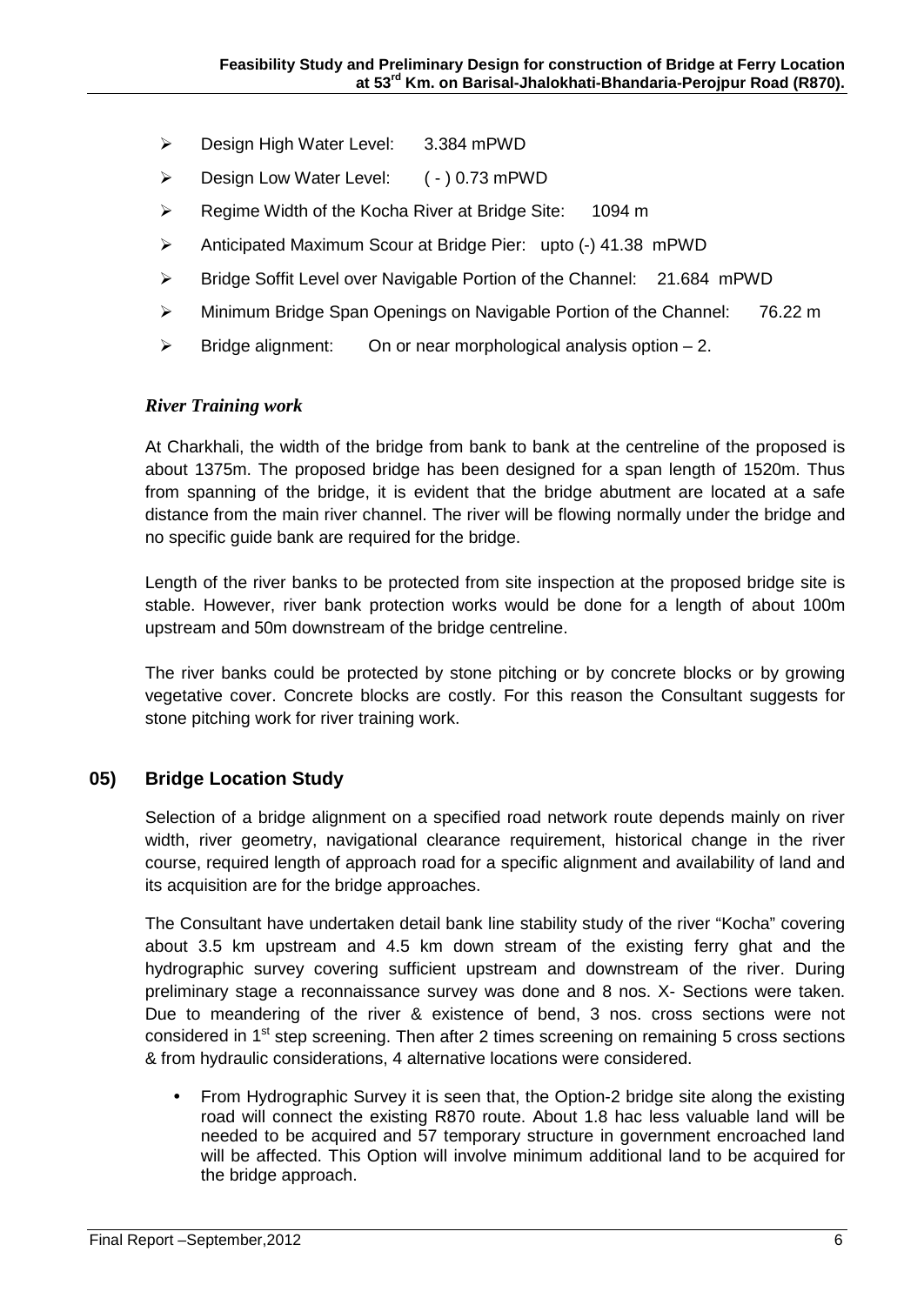- Design High Water Level: 3.384 mPWD
- Design Low Water Level: ( - ) 0.73 mPWD
- Regime Width of the Kocha River at Bridge Site: 1094 m
- Anticipated Maximum Scour at Bridge Pier: upto (-) 41.38 mPWD
- Bridge Soffit Level over Navigable Portion of the Channel: 21.684 mPWD
- Minimum Bridge Span Openings on Navigable Portion of the Channel: 76.22 m
- Bridge alignment: On or near morphological analysis option – 2.

***River Training work***

At Charkhali, the width of the bridge from bank to bank at the centreline of the proposed is about 1375m. The proposed bridge has been designed for a span length of 1520m. Thus from spanning of the bridge, it is evident that the bridge abutment are located at a safe distance from the main river channel. The river will be flowing normally under the bridge and no specific guide bank are required for the bridge.

Length of the river banks to be protected from site inspection at the proposed bridge site is stable. However, river bank protection works would be done for a length of about 100m upstream and 50m downstream of the bridge centreline.

The river banks could be protected by stone pitching or by concrete blocks or by growing vegetative cover. Concrete blocks are costly. For this reason the Consultant suggests for stone pitching work for river training work.

## 05) Bridge Location Study

Selection of a bridge alignment on a specified road network route depends mainly on river width, river geometry, navigational clearance requirement, historical change in the river course, required length of approach road for a specific alignment and availability of land and its acquisition are for the bridge approaches.

The Consultant have undertaken detail bank line stability study of the river "Kocha" covering about 3.5 km upstream and 4.5 km down stream of the existing ferry ghat and the hydrographic survey covering sufficient upstream and downstream of the river. During preliminary stage a reconnaissance survey was done and 8 nos. X- Sections were taken. Due to meandering of the river & existence of bend, 3 nos. cross sections were not considered in 1st step screening. Then after 2 times screening on remaining 5 cross sections & from hydraulic considerations, 4 alternative locations were considered.

- From Hydrographic Survey it is seen that, the Option-2 bridge site along the existing road will connect the existing R870 route. About 1.8 hac less valuable land will be needed to be acquired and 57 temporary structure in government encroached land will be affected. This Option will involve minimum additional land to be acquired for the bridge approach.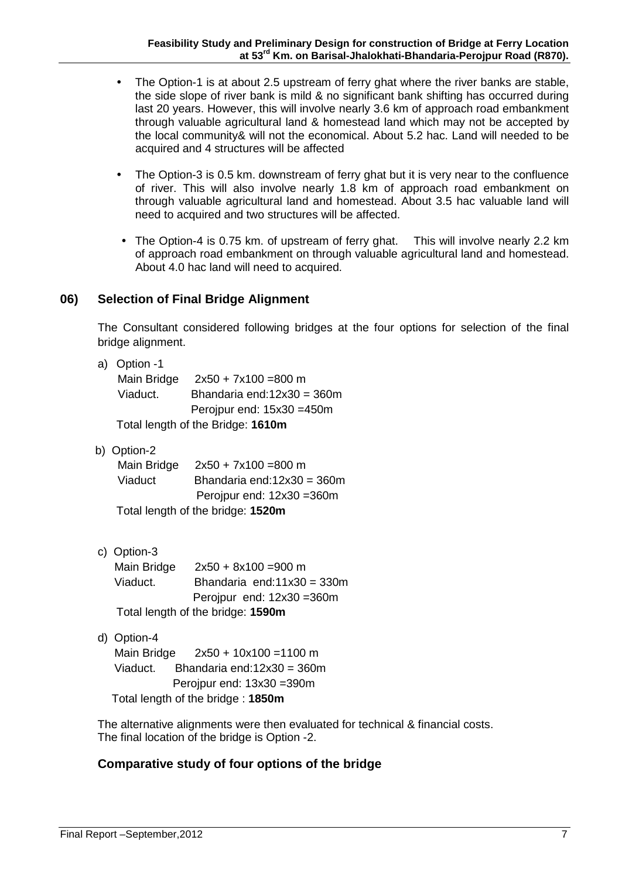- The Option-1 is at about 2.5 upstream of ferry ghat where the river banks are stable, the side slope of river bank is mild & no significant bank shifting has occurred during last 20 years. However, this will involve nearly 3.6 km of approach road embankment through valuable agricultural land & homestead land which may not be accepted by the local community& will not the economical. About 5.2 hac. Land will needed to be acquired and 4 structures will be affected

- The Option-3 is 0.5 km. downstream of ferry ghat but it is very near to the confluence of river. This will also involve nearly 1.8 km of approach road embankment on through valuable agricultural land and homestead. About 3.5 hac valuable land will need to acquired and two structures will be affected.

- The Option-4 is 0.75 km. of upstream of ferry ghat. This will involve nearly 2.2 km of approach road embankment on through valuable agricultural land and homestead. About 4.0 hac land will need to acquired.

## 06) Selection of Final Bridge Alignment

The Consultant considered following bridges at the four options for selection of the final bridge alignment.

a) Option -1

Main Bridge 2x50 + 7x100 =800 m

Viaduct. Bhandaria end:12x30 = 360m

Perojpur end: 15x30 =450m

Total length of the Bridge: **1610m**

b) Option-2

Main Bridge 2x50 + 7x100 =800 m

Viaduct Bhandaria end:12x30 = 360m

Perojpur end: 12x30 =360m

Total length of the bridge: **1520m**

c) Option-3

Main Bridge 2x50 + 8x100 =900 m

Viaduct. Bhandaria end:11x30 = 330m

Perojpur end: 12x30 =360m

Total length of the bridge: **1590m**

d) Option-4

Main Bridge 2x50 + 10x100 =1100 m

Viaduct. Bhandaria end:12x30 = 360m

Perojpur end: 13x30 =390m

Total length of the bridge : **1850m**

The alternative alignments were then evaluated for technical & financial costs.
The final location of the bridge is Option -2.

### Comparative study of four options of the bridge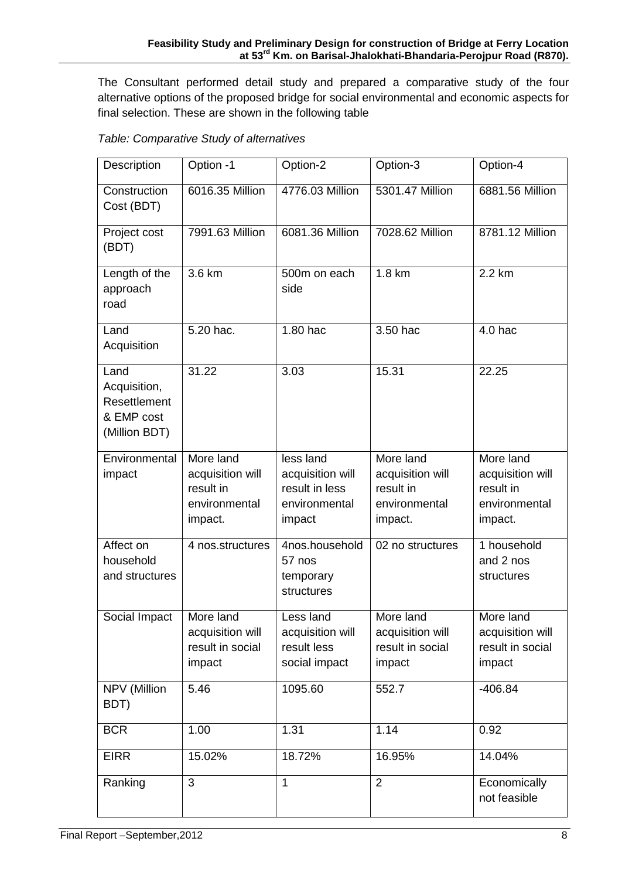The Consultant performed detail study and prepared a comparative study of the four alternative options of the proposed bridge for social environmental and economic aspects for final selection. These are shown in the following table

*Table: Comparative Study of alternatives*

| Description | Option -1 | Option-2 | Option-3 | Option-4 |
|---|---|---|---|---|
| Construction Cost (BDT) | 6016.35 Million | 4776.03 Million | 5301.47 Million | 6881.56 Million |
| Project cost (BDT) | 7991.63 Million | 6081.36 Million | 7028.62 Million | 8781.12 Million |
| Length of the approach road | 3.6 km | 500m on each side | 1.8 km | 2.2 km |
| Land Acquisition | 5.20 hac. | 1.80 hac | 3.50 hac | 4.0 hac |
| Land Acquisition, Resettlement & EMP cost (Million BDT) | 31.22 | 3.03 | 15.31 | 22.25 |
| Environmental impact | More land acquisition will result in environmental impact. | less land acquisition will result in less environmental impact | More land acquisition will result in environmental impact. | More land acquisition will result in environmental impact. |
| Affect on household and structures | 4 nos.structures | 4nos.household 57 nos temporary structures | 02 no structures | 1 household and 2 nos structures |
| Social Impact | More land acquisition will result in social impact | Less land acquisition will result less social impact | More land acquisition will result in social impact | More land acquisition will result in social impact |
| NPV (Million BDT) | 5.46 | 1095.60 | 552.7 | -406.84 |
| BCR | 1.00 | 1.31 | 1.14 | 0.92 |
| EIRR | 15.02% | 18.72% | 16.95% | 14.04% |
| Ranking | 3 | 1 | 2 | Economically not feasible |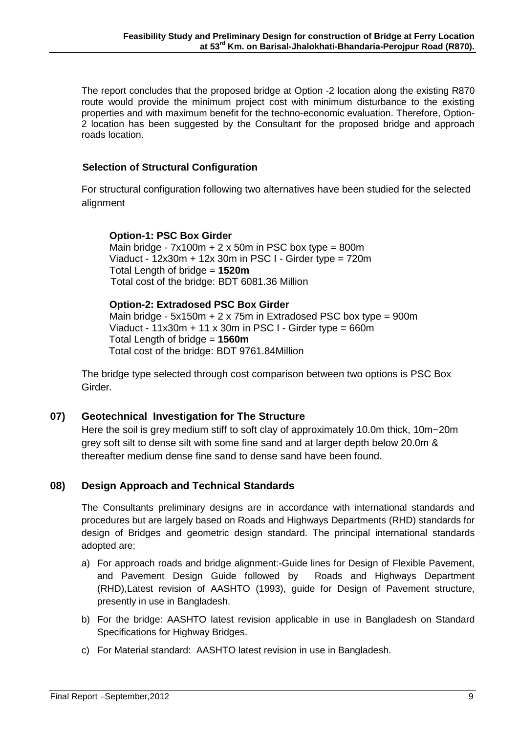The report concludes that the proposed bridge at Option -2 location along the existing R870 route would provide the minimum project cost with minimum disturbance to the existing properties and with maximum benefit for the techno-economic evaluation. Therefore, Option-2 location has been suggested by the Consultant for the proposed bridge and approach roads location.

### Selection of Structural Configuration

For structural configuration following two alternatives have been studied for the selected alignment

**Option-1: PSC Box Girder**
Main bridge - 7x100m + 2 x 50m in PSC box type = 800m
Viaduct - 12x30m + 12x 30m in PSC I - Girder type = 720m
Total Length of bridge = **1520m**
Total cost of the bridge: BDT 6081.36 Million

**Option-2: Extradosed PSC Box Girder**
Main bridge - 5x150m + 2 x 75m in Extradosed PSC box type = 900m
Viaduct - 11x30m + 11 x 30m in PSC I - Girder type = 660m
Total Length of bridge = **1560m**
Total cost of the bridge: BDT 9761.84Million

The bridge type selected through cost comparison between two options is PSC Box Girder.

## 07) Geotechnical Investigation for The Structure

Here the soil is grey medium stiff to soft clay of approximately 10.0m thick, 10m~20m grey soft silt to dense silt with some fine sand and at larger depth below 20.0m & thereafter medium dense fine sand to dense sand have been found.

## 08) Design Approach and Technical Standards

The Consultants preliminary designs are in accordance with international standards and procedures but are largely based on Roads and Highways Departments (RHD) standards for design of Bridges and geometric design standard. The principal international standards adopted are;

a) For approach roads and bridge alignment:-Guide lines for Design of Flexible Pavement, and Pavement Design Guide followed by Roads and Highways Department (RHD),Latest revision of AASHTO (1993), guide for Design of Pavement structure, presently in use in Bangladesh.

b) For the bridge: AASHTO latest revision applicable in use in Bangladesh on Standard Specifications for Highway Bridges.

c) For Material standard: AASHTO latest revision in use in Bangladesh.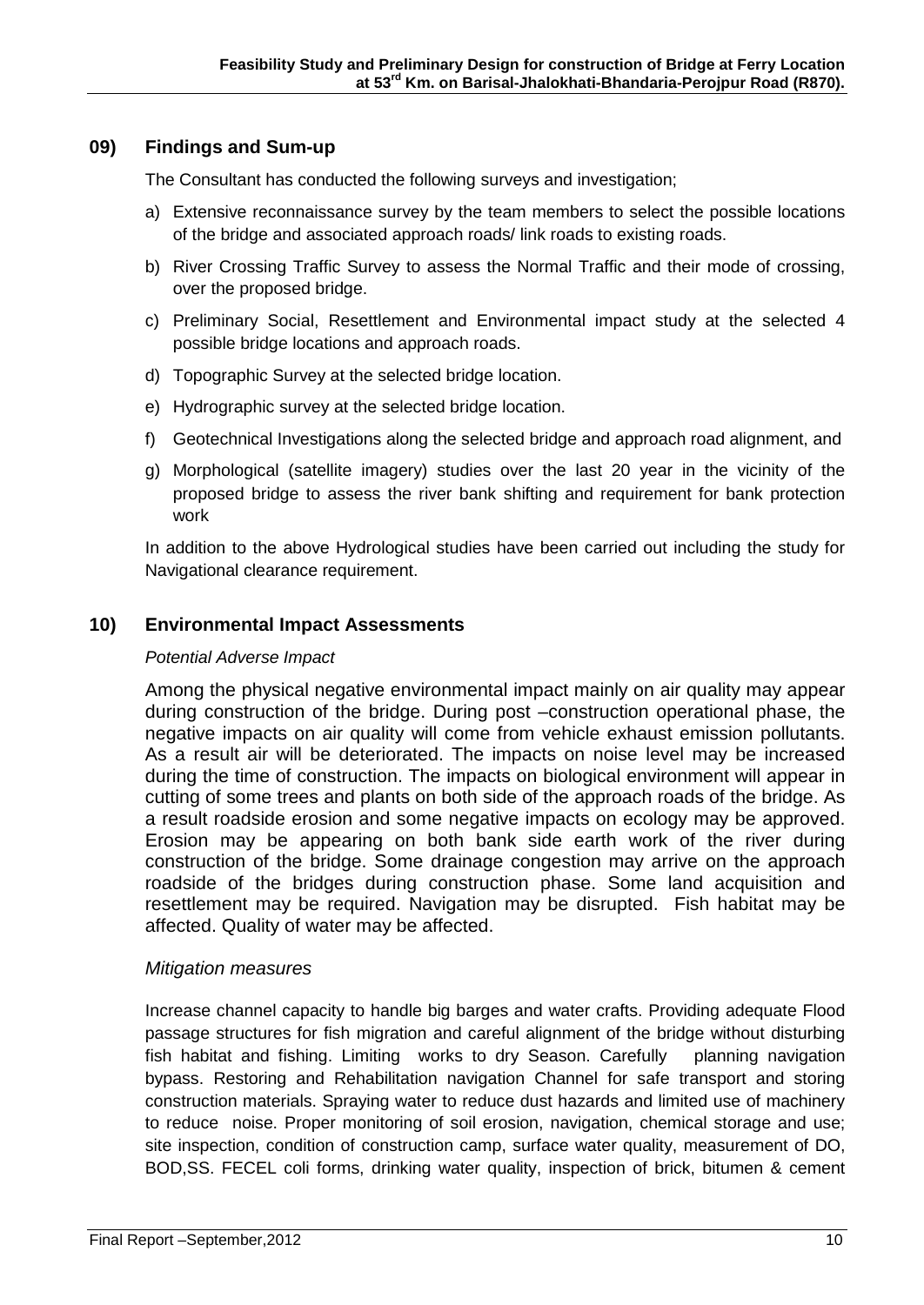## 09) Findings and Sum-up

The Consultant has conducted the following surveys and investigation;

a) Extensive reconnaissance survey by the team members to select the possible locations of the bridge and associated approach roads/ link roads to existing roads.

b) River Crossing Traffic Survey to assess the Normal Traffic and their mode of crossing, over the proposed bridge.

c) Preliminary Social, Resettlement and Environmental impact study at the selected 4 possible bridge locations and approach roads.

d) Topographic Survey at the selected bridge location.

e) Hydrographic survey at the selected bridge location.

f) Geotechnical Investigations along the selected bridge and approach road alignment, and

g) Morphological (satellite imagery) studies over the last 20 year in the vicinity of the proposed bridge to assess the river bank shifting and requirement for bank protection work

In addition to the above Hydrological studies have been carried out including the study for Navigational clearance requirement.

## 10) Environmental Impact Assessments

*Potential Adverse Impact*

Among the physical negative environmental impact mainly on air quality may appear during construction of the bridge. During post –construction operational phase, the negative impacts on air quality will come from vehicle exhaust emission pollutants. As a result air will be deteriorated. The impacts on noise level may be increased during the time of construction. The impacts on biological environment will appear in cutting of some trees and plants on both side of the approach roads of the bridge. As a result roadside erosion and some negative impacts on ecology may be approved. Erosion may be appearing on both bank side earth work of the river during construction of the bridge. Some drainage congestion may arrive on the approach roadside of the bridges during construction phase. Some land acquisition and resettlement may be required. Navigation may be disrupted. Fish habitat may be affected. Quality of water may be affected.

*Mitigation measures*

Increase channel capacity to handle big barges and water crafts. Providing adequate Flood passage structures for fish migration and careful alignment of the bridge without disturbing fish habitat and fishing. Limiting works to dry Season. Carefully planning navigation bypass. Restoring and Rehabilitation navigation Channel for safe transport and storing construction materials. Spraying water to reduce dust hazards and limited use of machinery to reduce noise. Proper monitoring of soil erosion, navigation, chemical storage and use; site inspection, condition of construction camp, surface water quality, measurement of DO, BOD,SS. FECEL coli forms, drinking water quality, inspection of brick, bitumen & cement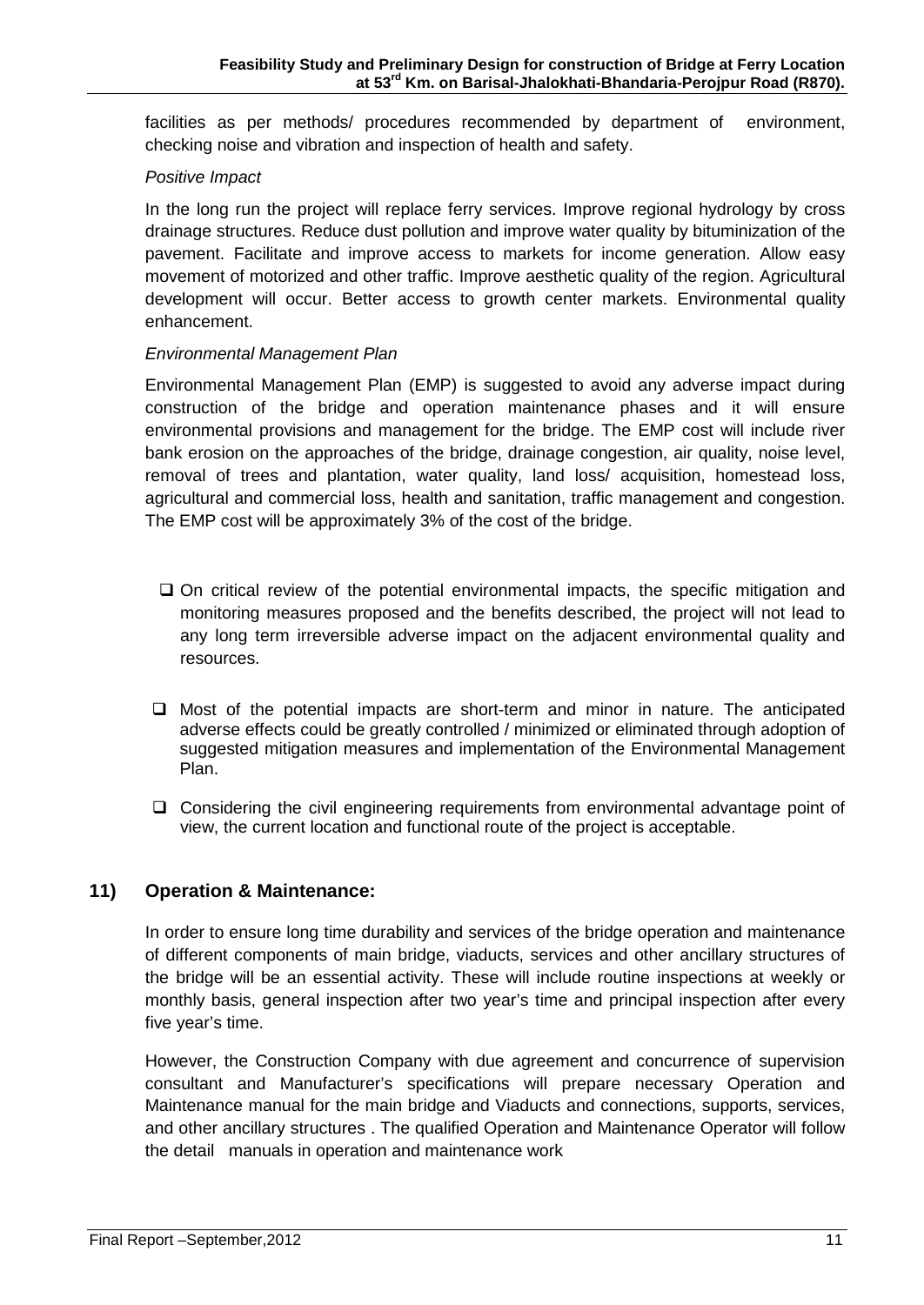facilities as per methods/ procedures recommended by department of environment, checking noise and vibration and inspection of health and safety.

*Positive Impact*

In the long run the project will replace ferry services. Improve regional hydrology by cross drainage structures. Reduce dust pollution and improve water quality by bituminization of the pavement. Facilitate and improve access to markets for income generation. Allow easy movement of motorized and other traffic. Improve aesthetic quality of the region. Agricultural development will occur. Better access to growth center markets. Environmental quality enhancement.

*Environmental Management Plan*

Environmental Management Plan (EMP) is suggested to avoid any adverse impact during construction of the bridge and operation maintenance phases and it will ensure environmental provisions and management for the bridge. The EMP cost will include river bank erosion on the approaches of the bridge, drainage congestion, air quality, noise level, removal of trees and plantation, water quality, land loss/ acquisition, homestead loss, agricultural and commercial loss, health and sanitation, traffic management and congestion. The EMP cost will be approximately 3% of the cost of the bridge.

- On critical review of the potential environmental impacts, the specific mitigation and monitoring measures proposed and the benefits described, the project will not lead to any long term irreversible adverse impact on the adjacent environmental quality and resources.
- Most of the potential impacts are short-term and minor in nature. The anticipated adverse effects could be greatly controlled / minimized or eliminated through adoption of suggested mitigation measures and implementation of the Environmental Management Plan.
- Considering the civil engineering requirements from environmental advantage point of view, the current location and functional route of the project is acceptable.

## 11) Operation & Maintenance:

In order to ensure long time durability and services of the bridge operation and maintenance of different components of main bridge, viaducts, services and other ancillary structures of the bridge will be an essential activity. These will include routine inspections at weekly or monthly basis, general inspection after two year's time and principal inspection after every five year's time.

However, the Construction Company with due agreement and concurrence of supervision consultant and Manufacturer's specifications will prepare necessary Operation and Maintenance manual for the main bridge and Viaducts and connections, supports, services, and other ancillary structures . The qualified Operation and Maintenance Operator will follow the detail manuals in operation and maintenance work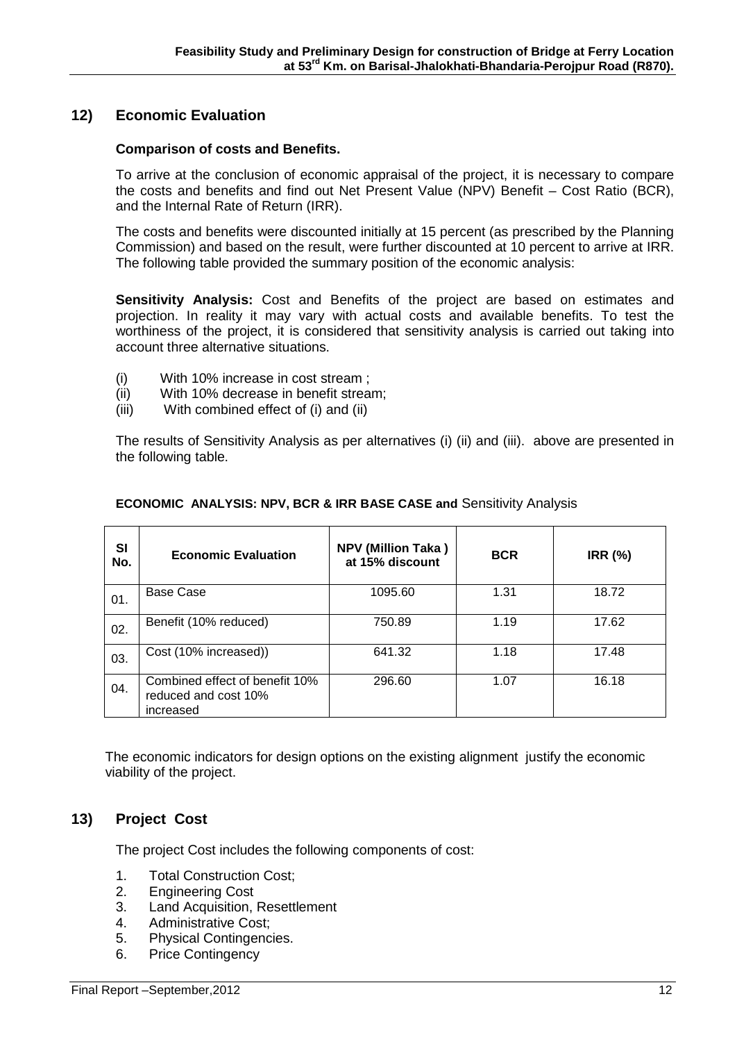## 12) Economic Evaluation

**Comparison of costs and Benefits.**

To arrive at the conclusion of economic appraisal of the project, it is necessary to compare the costs and benefits and find out Net Present Value (NPV) Benefit – Cost Ratio (BCR), and the Internal Rate of Return (IRR).

The costs and benefits were discounted initially at 15 percent (as prescribed by the Planning Commission) and based on the result, were further discounted at 10 percent to arrive at IRR. The following table provided the summary position of the economic analysis:

**Sensitivity Analysis:** Cost and Benefits of the project are based on estimates and projection. In reality it may vary with actual costs and available benefits. To test the worthiness of the project, it is considered that sensitivity analysis is carried out taking into account three alternative situations.

(i) With 10% increase in cost stream ;
(ii) With 10% decrease in benefit stream;
(iii) With combined effect of (i) and (ii)

The results of Sensitivity Analysis as per alternatives (i) (ii) and (iii). above are presented in the following table.

**ECONOMIC ANALYSIS: NPV, BCR & IRR BASE CASE and** Sensitivity Analysis

| SI No. | Economic Evaluation | NPV (Million Taka ) at 15% discount | BCR | IRR (%) |
|---|---|---|---|---|
| 01. | Base Case | 1095.60 | 1.31 | 18.72 |
| 02. | Benefit (10% reduced) | 750.89 | 1.19 | 17.62 |
| 03. | Cost (10% increased)) | 641.32 | 1.18 | 17.48 |
| 04. | Combined effect of benefit 10% reduced and cost 10% increased | 296.60 | 1.07 | 16.18 |

The economic indicators for design options on the existing alignment justify the economic viability of the project.

## 13) Project Cost

The project Cost includes the following components of cost:

1. Total Construction Cost;
2. Engineering Cost
3. Land Acquisition, Resettlement
4. Administrative Cost;
5. Physical Contingencies.
6. Price Contingency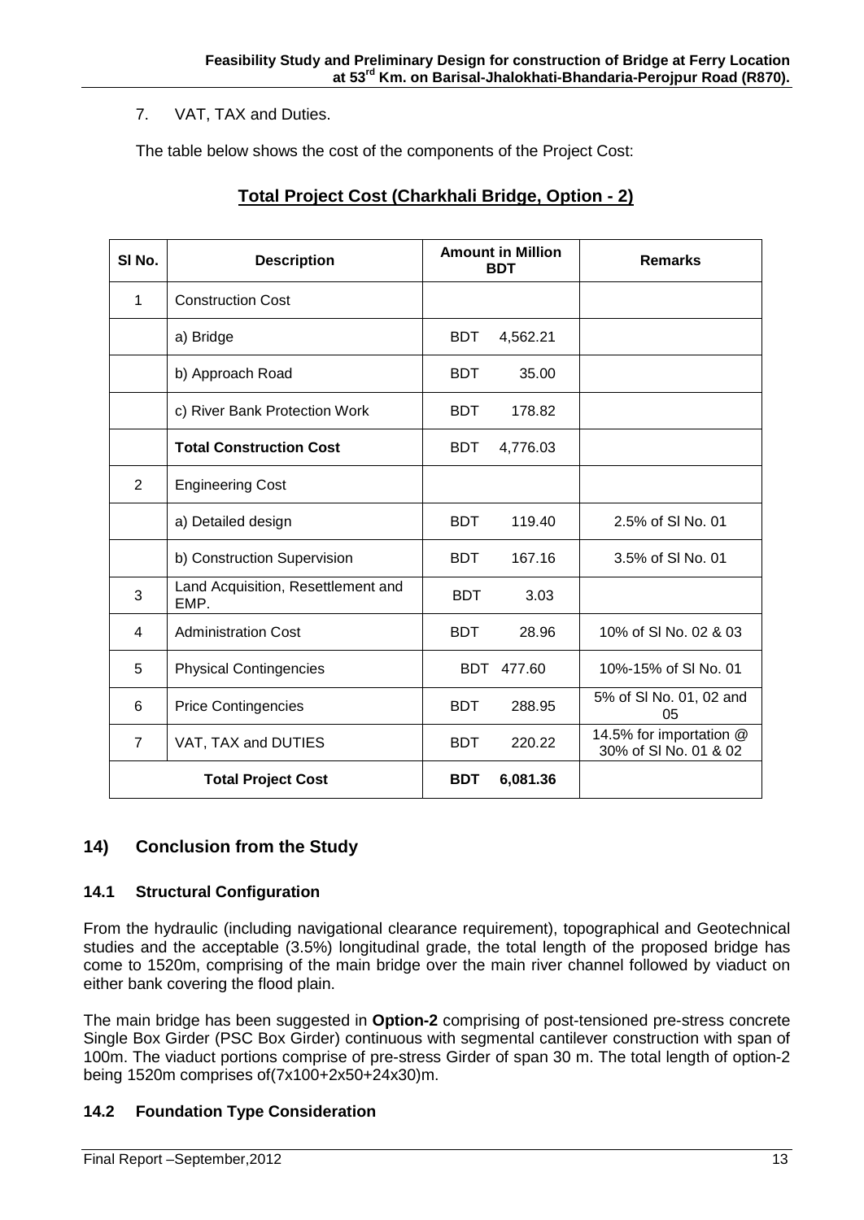7. VAT, TAX and Duties.

The table below shows the cost of the components of the Project Cost:

**Total Project Cost (Charkhali Bridge, Option - 2)**

| Sl No. | Description | Amount in Million BDT | Remarks |
|---|---|---|---|
| 1 | Construction Cost | | |
| | a) Bridge | BDT 4,562.21 | |
| | b) Approach Road | BDT 35.00 | |
| | c) River Bank Protection Work | BDT 178.82 | |
| | **Total Construction Cost** | BDT 4,776.03 | |
| 2 | Engineering Cost | | |
| | a) Detailed design | BDT 119.40 | 2.5% of Sl No. 01 |
| | b) Construction Supervision | BDT 167.16 | 3.5% of Sl No. 01 |
| 3 | Land Acquisition, Resettlement and EMP. | BDT 3.03 | |
| 4 | Administration Cost | BDT 28.96 | 10% of Sl No. 02 & 03 |
| 5 | Physical Contingencies | BDT 477.60 | 10%-15% of Sl No. 01 |
| 6 | Price Contingencies | BDT 288.95 | 5% of Sl No. 01, 02 and 05 |
| 7 | VAT, TAX and DUTIES | BDT 220.22 | 14.5% for importation @ 30% of Sl No. 01 & 02 |
| **Total Project Cost** | | **BDT 6,081.36** | |

## 14) Conclusion from the Study

### 14.1 Structural Configuration

From the hydraulic (including navigational clearance requirement), topographical and Geotechnical studies and the acceptable (3.5%) longitudinal grade, the total length of the proposed bridge has come to 1520m, comprising of the main bridge over the main river channel followed by viaduct on either bank covering the flood plain.

The main bridge has been suggested in **Option-2** comprising of post-tensioned pre-stress concrete Single Box Girder (PSC Box Girder) continuous with segmental cantilever construction with span of 100m. The viaduct portions comprise of pre-stress Girder of span 30 m. The total length of option-2 being 1520m comprises of(7x100+2x50+24x30)m.

### 14.2 Foundation Type Consideration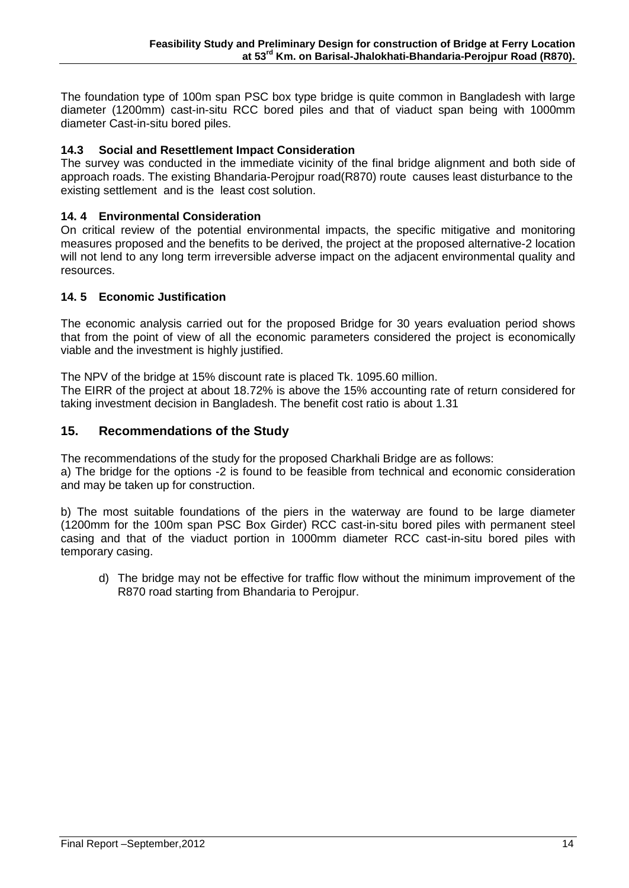The foundation type of 100m span PSC box type bridge is quite common in Bangladesh with large diameter (1200mm) cast-in-situ RCC bored piles and that of viaduct span being with 1000mm diameter Cast-in-situ bored piles.

### 14.3 Social and Resettlement Impact Consideration

The survey was conducted in the immediate vicinity of the final bridge alignment and both side of approach roads. The existing Bhandaria-Perojpur road(R870) route causes least disturbance to the existing settlement and is the least cost solution.

### 14. 4 Environmental Consideration

On critical review of the potential environmental impacts, the specific mitigative and monitoring measures proposed and the benefits to be derived, the project at the proposed alternative-2 location will not lend to any long term irreversible adverse impact on the adjacent environmental quality and resources.

### 14. 5 Economic Justification

The economic analysis carried out for the proposed Bridge for 30 years evaluation period shows that from the point of view of all the economic parameters considered the project is economically viable and the investment is highly justified.

The NPV of the bridge at 15% discount rate is placed Tk. 1095.60 million.
The EIRR of the project at about 18.72% is above the 15% accounting rate of return considered for taking investment decision in Bangladesh. The benefit cost ratio is about 1.31

## 15. Recommendations of the Study

The recommendations of the study for the proposed Charkhali Bridge are as follows:
a) The bridge for the options -2 is found to be feasible from technical and economic consideration and may be taken up for construction.

b) The most suitable foundations of the piers in the waterway are found to be large diameter (1200mm for the 100m span PSC Box Girder) RCC cast-in-situ bored piles with permanent steel casing and that of the viaduct portion in 1000mm diameter RCC cast-in-situ bored piles with temporary casing.

d) The bridge may not be effective for traffic flow without the minimum improvement of the R870 road starting from Bhandaria to Perojpur.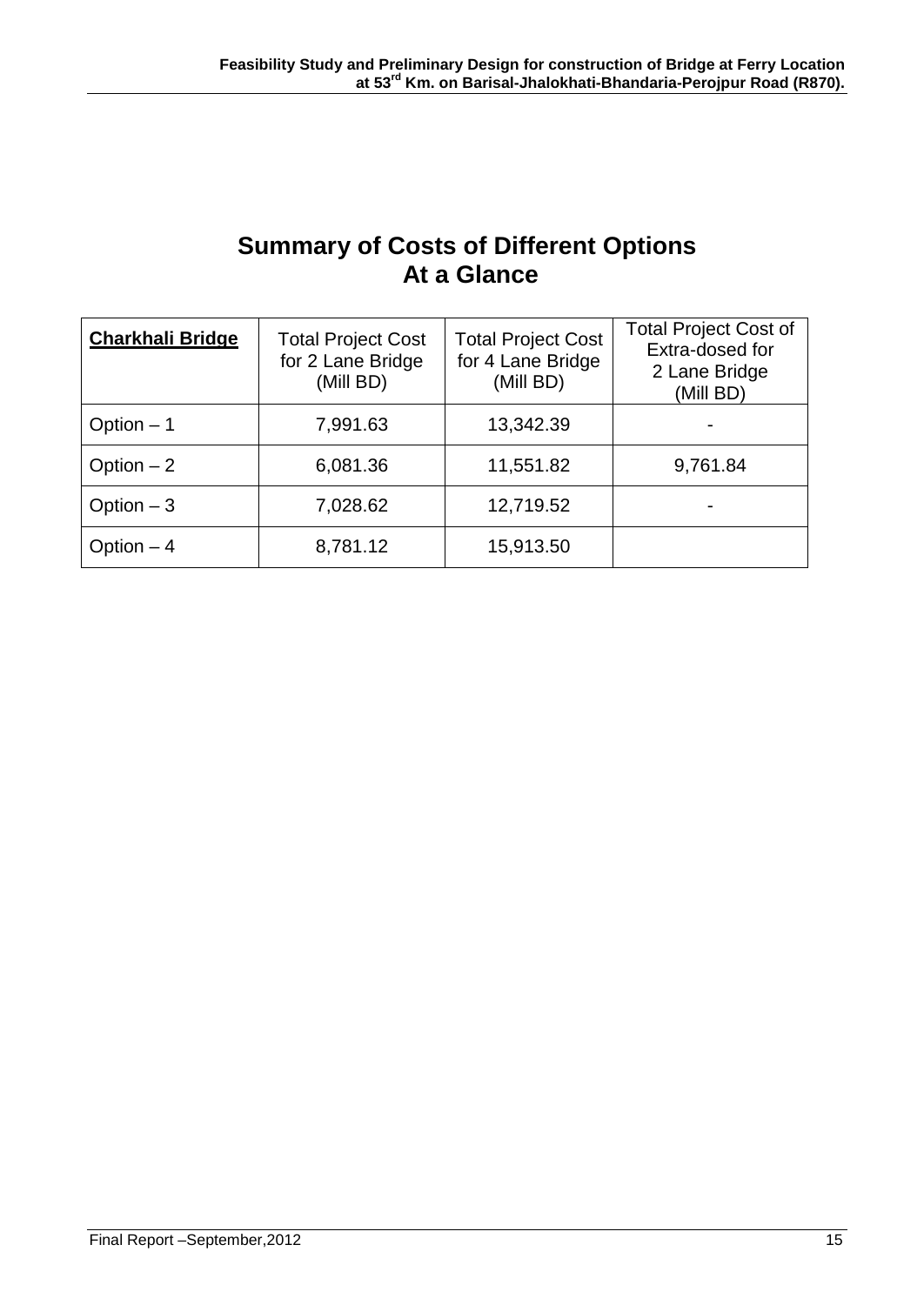# Summary of Costs of Different Options At a Glance

| **Charkhali Bridge** | Total Project Cost for 2 Lane Bridge (Mill BD) | Total Project Cost for 4 Lane Bridge (Mill BD) | Total Project Cost of Extra-dosed for 2 Lane Bridge (Mill BD) |
|---|---|---|---|
| Option – 1 | 7,991.63 | 13,342.39 | - |
| Option – 2 | 6,081.36 | 11,551.82 | 9,761.84 |
| Option – 3 | 7,028.62 | 12,719.52 | - |
| Option – 4 | 8,781.12 | 15,913.50 | |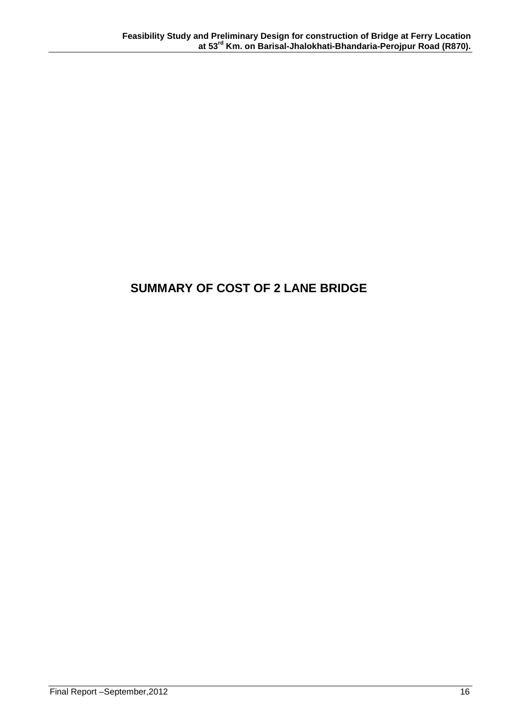# SUMMARY OF COST OF 2 LANE BRIDGE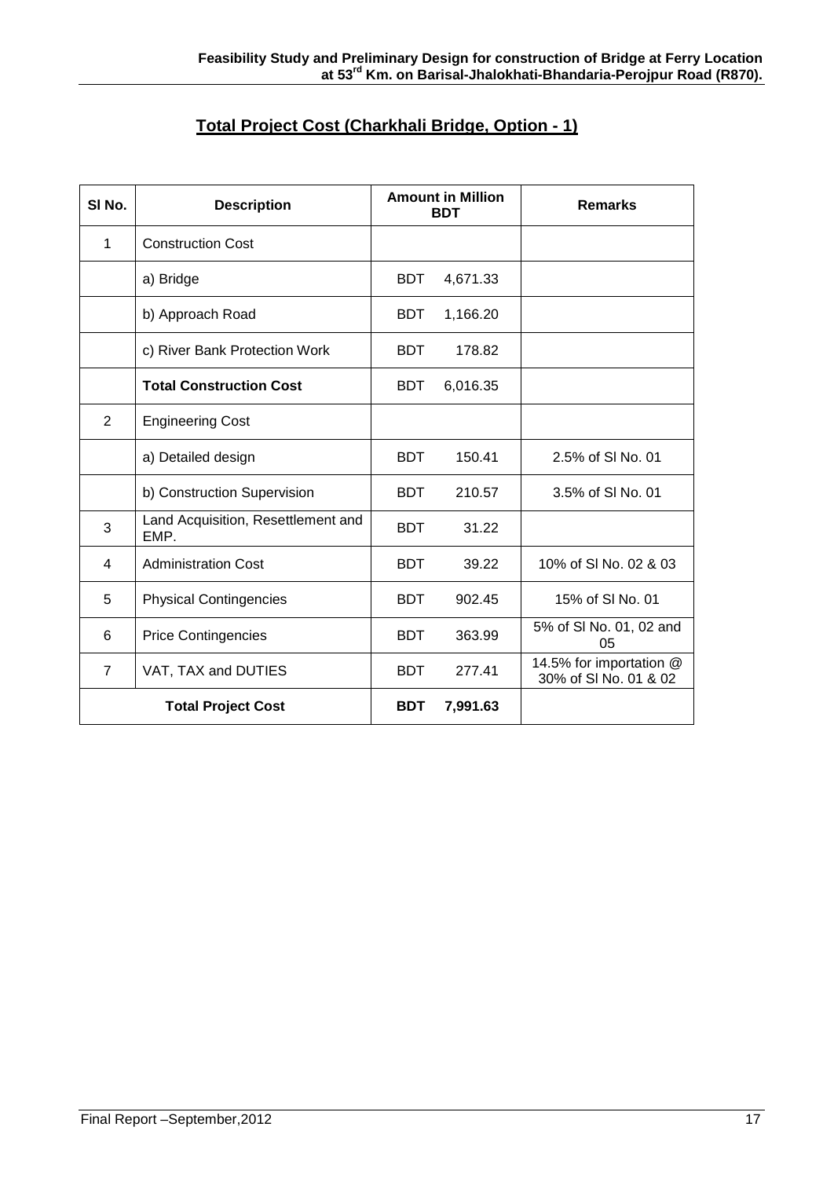## Total Project Cost (Charkhali Bridge, Option - 1)

| Sl No. | Description | Amount in Million BDT | Remarks |
|---|---|---|---|
| 1 | Construction Cost | | |
| | a) Bridge | BDT 4,671.33 | |
| | b) Approach Road | BDT 1,166.20 | |
| | c) River Bank Protection Work | BDT 178.82 | |
| | **Total Construction Cost** | BDT 6,016.35 | |
| 2 | Engineering Cost | | |
| | a) Detailed design | BDT 150.41 | 2.5% of Sl No. 01 |
| | b) Construction Supervision | BDT 210.57 | 3.5% of Sl No. 01 |
| 3 | Land Acquisition, Resettlement and EMP. | BDT 31.22 | |
| 4 | Administration Cost | BDT 39.22 | 10% of Sl No. 02 & 03 |
| 5 | Physical Contingencies | BDT 902.45 | 15% of Sl No. 01 |
| 6 | Price Contingencies | BDT 363.99 | 5% of Sl No. 01, 02 and 05 |
| 7 | VAT, TAX and DUTIES | BDT 277.41 | 14.5% for importation @ 30% of Sl No. 01 & 02 |
| **Total Project Cost** | | **BDT 7,991.63** | |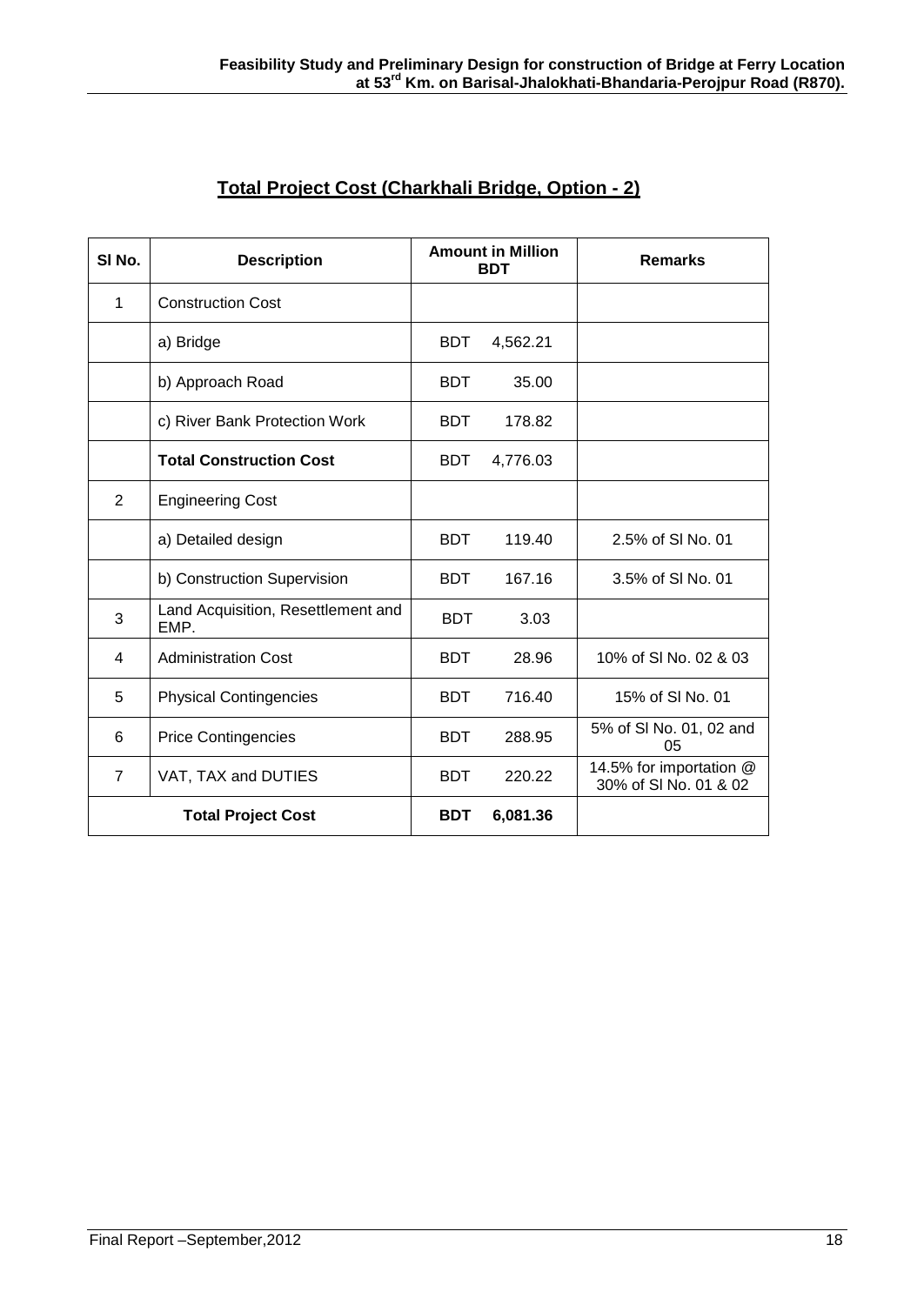## Total Project Cost (Charkhali Bridge, Option - 2)

| Sl No. | Description | Amount in Million BDT | Remarks |
|---|---|---|---|
| 1 | Construction Cost | | |
| | a) Bridge | BDT 4,562.21 | |
| | b) Approach Road | BDT 35.00 | |
| | c) River Bank Protection Work | BDT 178.82 | |
| | **Total Construction Cost** | BDT 4,776.03 | |
| 2 | Engineering Cost | | |
| | a) Detailed design | BDT 119.40 | 2.5% of Sl No. 01 |
| | b) Construction Supervision | BDT 167.16 | 3.5% of Sl No. 01 |
| 3 | Land Acquisition, Resettlement and EMP. | BDT 3.03 | |
| 4 | Administration Cost | BDT 28.96 | 10% of Sl No. 02 & 03 |
| 5 | Physical Contingencies | BDT 716.40 | 15% of Sl No. 01 |
| 6 | Price Contingencies | BDT 288.95 | 5% of Sl No. 01, 02 and 05 |
| 7 | VAT, TAX and DUTIES | BDT 220.22 | 14.5% for importation @ 30% of Sl No. 01 & 02 |
| **Total Project Cost** | | **BDT 6,081.36** | |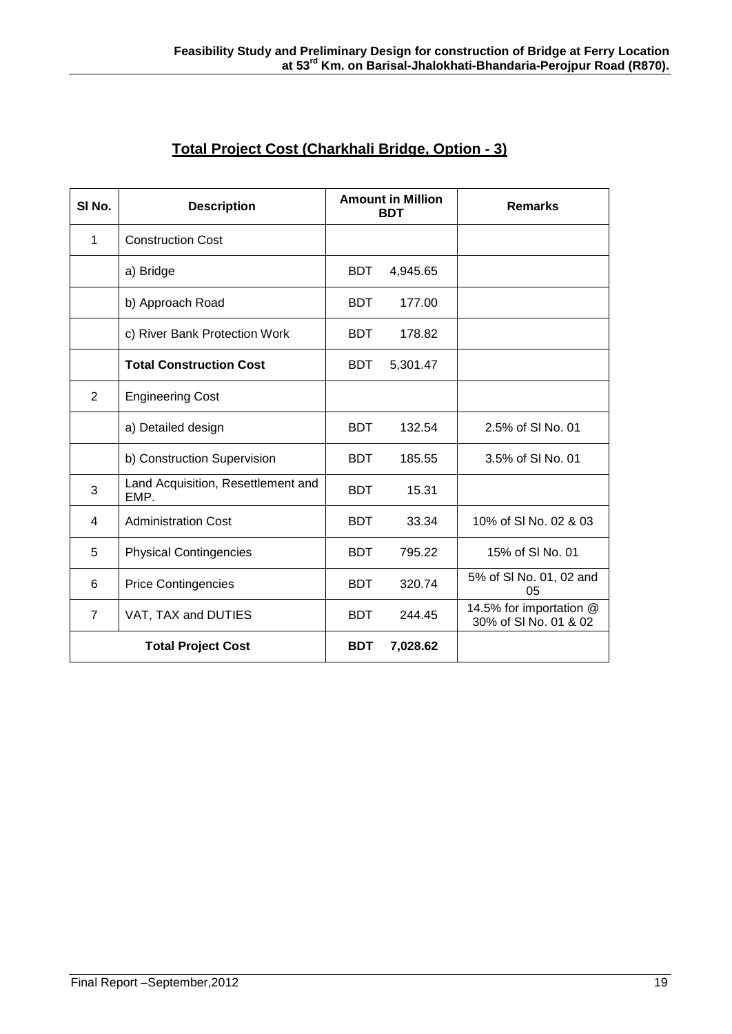## Total Project Cost (Charkhali Bridge, Option - 3)

| Sl No. | Description | Amount in Million BDT | Remarks |
|---|---|---|---|
| 1 | Construction Cost | | |
| | a) Bridge | BDT 4,945.65 | |
| | b) Approach Road | BDT 177.00 | |
| | c) River Bank Protection Work | BDT 178.82 | |
| | **Total Construction Cost** | BDT 5,301.47 | |
| 2 | Engineering Cost | | |
| | a) Detailed design | BDT 132.54 | 2.5% of Sl No. 01 |
| | b) Construction Supervision | BDT 185.55 | 3.5% of Sl No. 01 |
| 3 | Land Acquisition, Resettlement and EMP. | BDT 15.31 | |
| 4 | Administration Cost | BDT 33.34 | 10% of Sl No. 02 & 03 |
| 5 | Physical Contingencies | BDT 795.22 | 15% of Sl No. 01 |
| 6 | Price Contingencies | BDT 320.74 | 5% of Sl No. 01, 02 and 05 |
| 7 | VAT, TAX and DUTIES | BDT 244.45 | 14.5% for importation @ 30% of Sl No. 01 & 02 |
| **Total Project Cost** | | **BDT 7,028.62** | |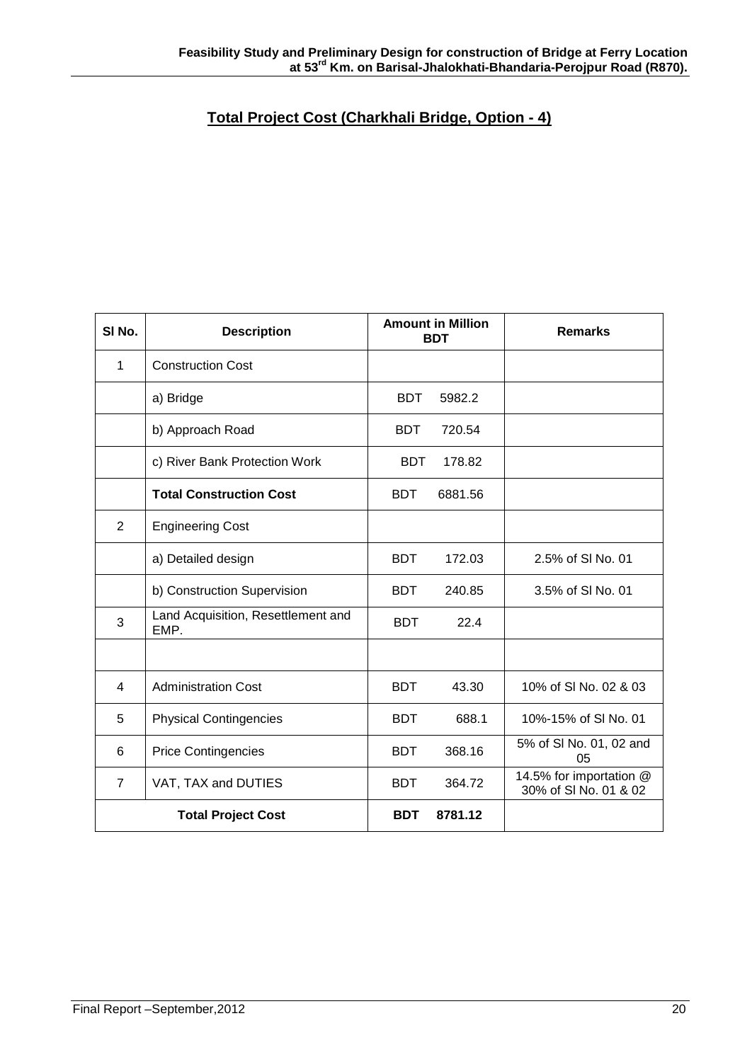## Total Project Cost (Charkhali Bridge, Option - 4)

| Sl No. | Description | Amount in Million BDT | Remarks |
|---|---|---|---|
| 1 | Construction Cost | | |
| | a) Bridge | BDT 5982.2 | |
| | b) Approach Road | BDT 720.54 | |
| | c) River Bank Protection Work | BDT 178.82 | |
| | **Total Construction Cost** | BDT 6881.56 | |
| 2 | Engineering Cost | | |
| | a) Detailed design | BDT 172.03 | 2.5% of Sl No. 01 |
| | b) Construction Supervision | BDT 240.85 | 3.5% of Sl No. 01 |
| 3 | Land Acquisition, Resettlement and EMP. | BDT 22.4 | |
| | | | |
| 4 | Administration Cost | BDT 43.30 | 10% of Sl No. 02 & 03 |
| 5 | Physical Contingencies | BDT 688.1 | 10%-15% of Sl No. 01 |
| 6 | Price Contingencies | BDT 368.16 | 5% of Sl No. 01, 02 and 05 |
| 7 | VAT, TAX and DUTIES | BDT 364.72 | 14.5% for importation @ 30% of Sl No. 01 & 02 |
| **Total Project Cost** | | **BDT 8781.12** | |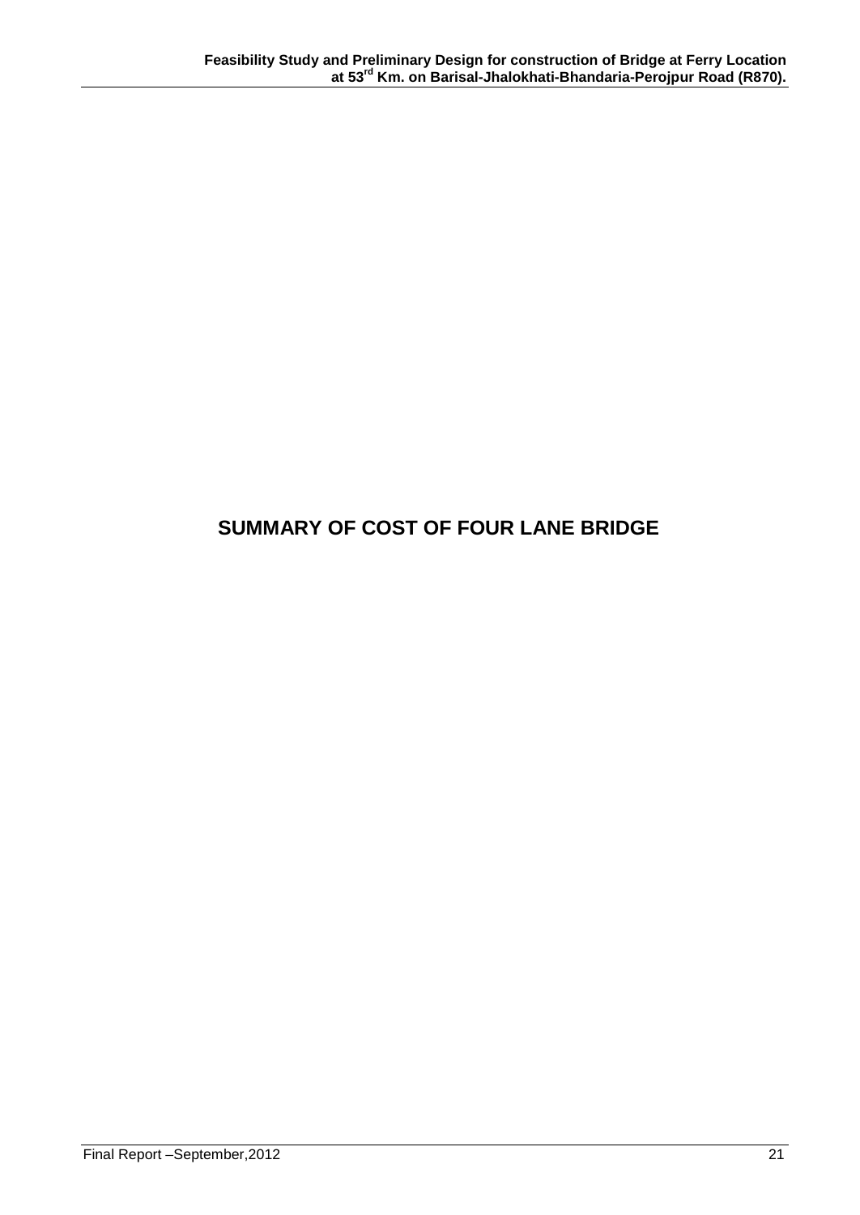# SUMMARY OF COST OF FOUR LANE BRIDGE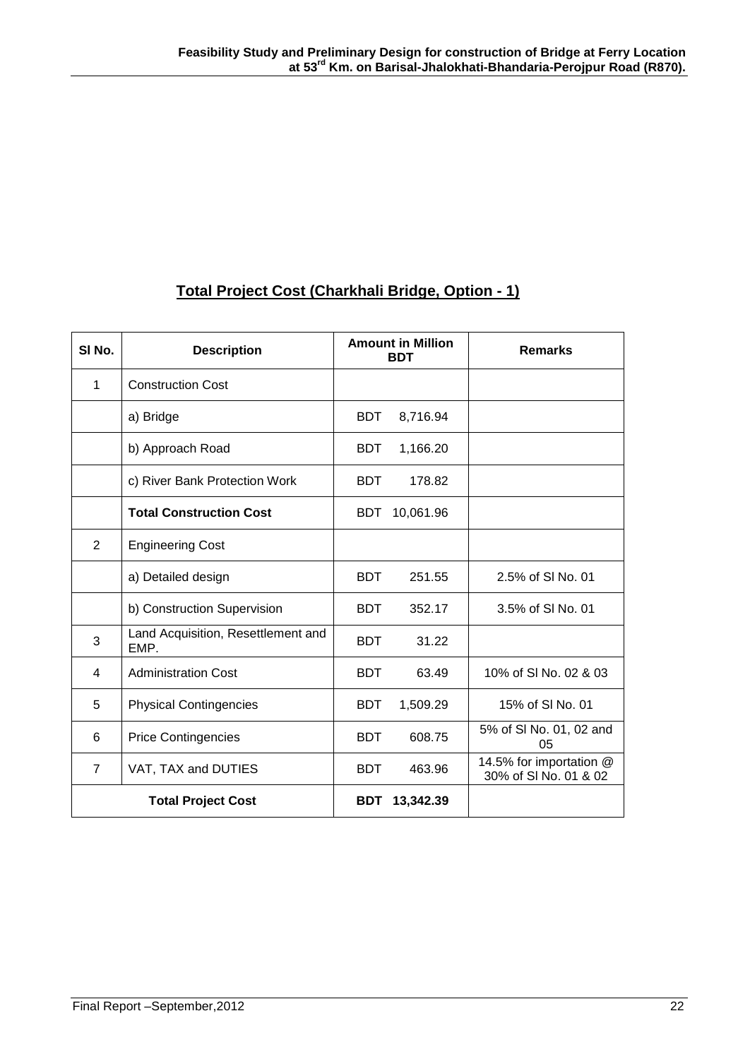## Total Project Cost (Charkhali Bridge, Option - 1)

| Sl No. | Description | Amount in Million BDT | Remarks |
|---|---|---|---|
| 1 | Construction Cost | | |
| | a) Bridge | BDT 8,716.94 | |
| | b) Approach Road | BDT 1,166.20 | |
| | c) River Bank Protection Work | BDT 178.82 | |
| | **Total Construction Cost** | BDT 10,061.96 | |
| 2 | Engineering Cost | | |
| | a) Detailed design | BDT 251.55 | 2.5% of Sl No. 01 |
| | b) Construction Supervision | BDT 352.17 | 3.5% of Sl No. 01 |
| 3 | Land Acquisition, Resettlement and EMP. | BDT 31.22 | |
| 4 | Administration Cost | BDT 63.49 | 10% of Sl No. 02 & 03 |
| 5 | Physical Contingencies | BDT 1,509.29 | 15% of Sl No. 01 |
| 6 | Price Contingencies | BDT 608.75 | 5% of Sl No. 01, 02 and 05 |
| 7 | VAT, TAX and DUTIES | BDT 463.96 | 14.5% for importation @ 30% of Sl No. 01 & 02 |
| **Total Project Cost** | | **BDT 13,342.39** | |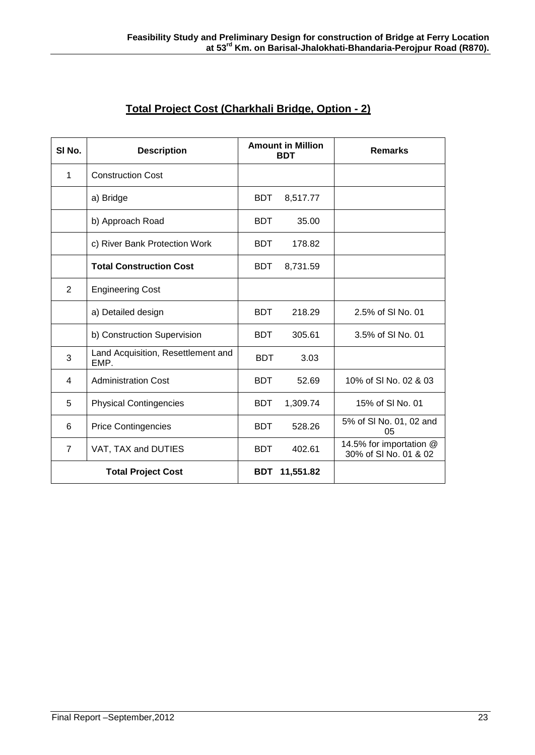## Total Project Cost (Charkhali Bridge, Option - 2)

| Sl No. | Description | Amount in Million BDT | Remarks |
|---|---|---|---|
| 1 | Construction Cost | | |
| | a) Bridge | BDT 8,517.77 | |
| | b) Approach Road | BDT 35.00 | |
| | c) River Bank Protection Work | BDT 178.82 | |
| | **Total Construction Cost** | BDT 8,731.59 | |
| 2 | Engineering Cost | | |
| | a) Detailed design | BDT 218.29 | 2.5% of Sl No. 01 |
| | b) Construction Supervision | BDT 305.61 | 3.5% of Sl No. 01 |
| 3 | Land Acquisition, Resettlement and EMP. | BDT 3.03 | |
| 4 | Administration Cost | BDT 52.69 | 10% of Sl No. 02 & 03 |
| 5 | Physical Contingencies | BDT 1,309.74 | 15% of Sl No. 01 |
| 6 | Price Contingencies | BDT 528.26 | 5% of Sl No. 01, 02 and 05 |
| 7 | VAT, TAX and DUTIES | BDT 402.61 | 14.5% for importation @ 30% of Sl No. 01 & 02 |
| **Total Project Cost** | | **BDT 11,551.82** | |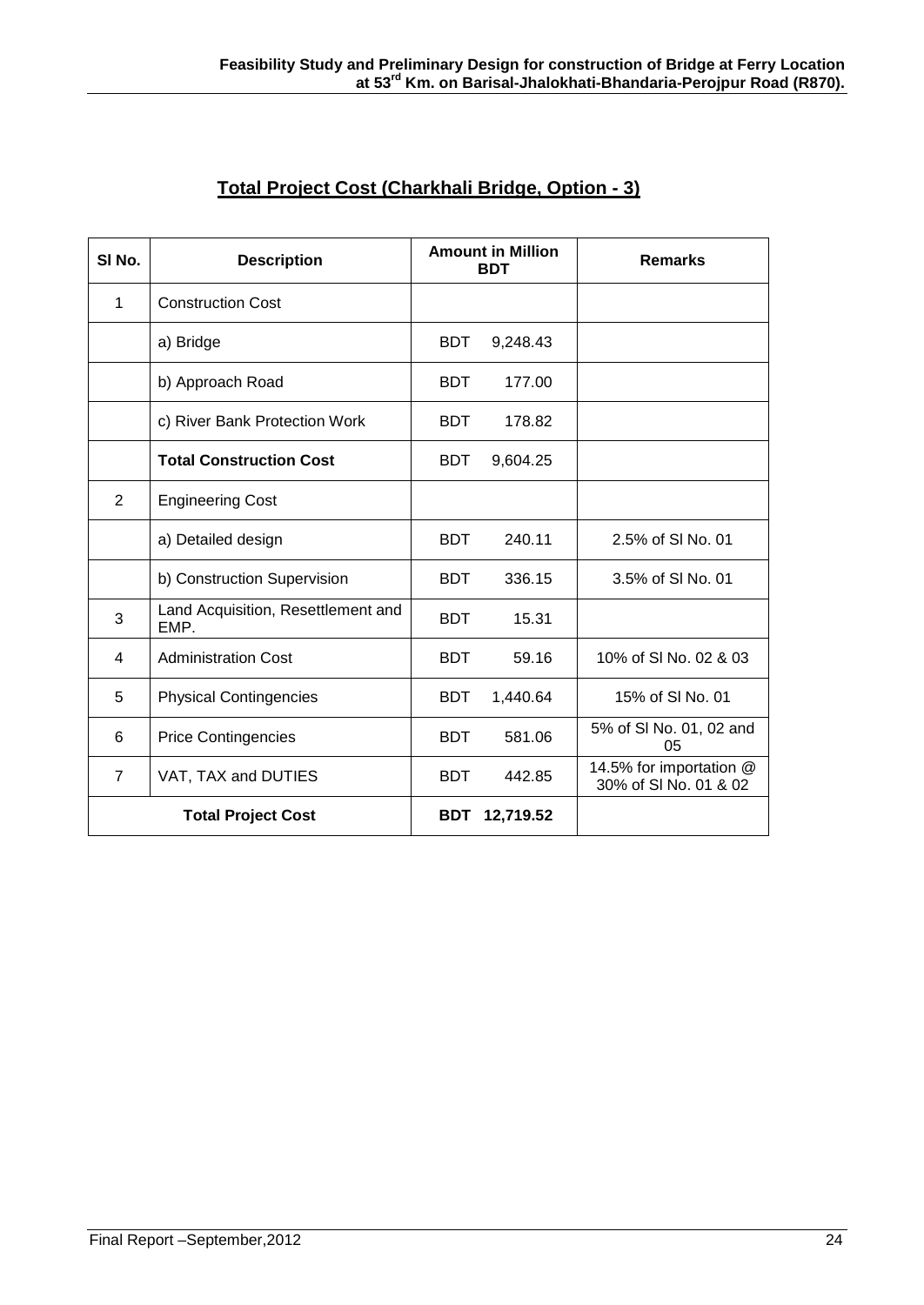## Total Project Cost (Charkhali Bridge, Option - 3)

| Sl No. | Description | Amount in Million BDT | Remarks |
|---|---|---|---|
| 1 | Construction Cost | | |
| | a) Bridge | BDT 9,248.43 | |
| | b) Approach Road | BDT 177.00 | |
| | c) River Bank Protection Work | BDT 178.82 | |
| | **Total Construction Cost** | BDT 9,604.25 | |
| 2 | Engineering Cost | | |
| | a) Detailed design | BDT 240.11 | 2.5% of Sl No. 01 |
| | b) Construction Supervision | BDT 336.15 | 3.5% of Sl No. 01 |
| 3 | Land Acquisition, Resettlement and EMP. | BDT 15.31 | |
| 4 | Administration Cost | BDT 59.16 | 10% of Sl No. 02 & 03 |
| 5 | Physical Contingencies | BDT 1,440.64 | 15% of Sl No. 01 |
| 6 | Price Contingencies | BDT 581.06 | 5% of Sl No. 01, 02 and 05 |
| 7 | VAT, TAX and DUTIES | BDT 442.85 | 14.5% for importation @ 30% of Sl No. 01 & 02 |
| **Total Project Cost** | | **BDT 12,719.52** | |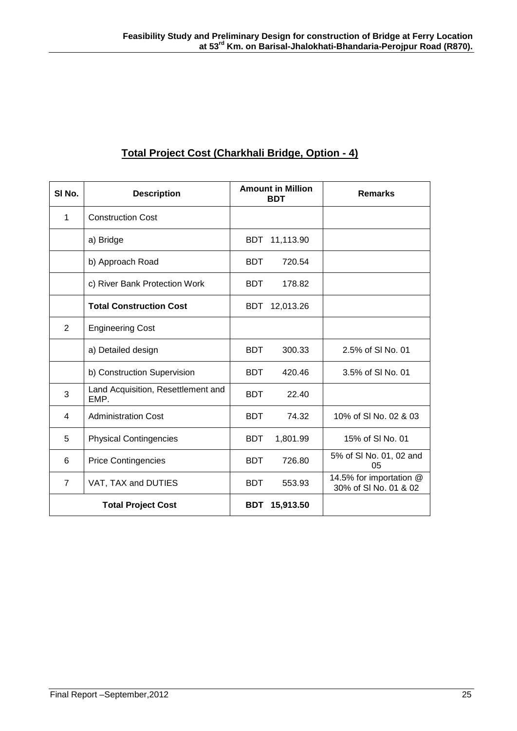## Total Project Cost (Charkhali Bridge, Option - 4)

| Sl No. | Description | Amount in Million BDT | Remarks |
|---|---|---|---|
| 1 | Construction Cost | | |
| | a) Bridge | BDT 11,113.90 | |
| | b) Approach Road | BDT 720.54 | |
| | c) River Bank Protection Work | BDT 178.82 | |
| | **Total Construction Cost** | BDT 12,013.26 | |
| 2 | Engineering Cost | | |
| | a) Detailed design | BDT 300.33 | 2.5% of Sl No. 01 |
| | b) Construction Supervision | BDT 420.46 | 3.5% of Sl No. 01 |
| 3 | Land Acquisition, Resettlement and EMP. | BDT 22.40 | |
| 4 | Administration Cost | BDT 74.32 | 10% of Sl No. 02 & 03 |
| 5 | Physical Contingencies | BDT 1,801.99 | 15% of Sl No. 01 |
| 6 | Price Contingencies | BDT 726.80 | 5% of Sl No. 01, 02 and 05 |
| 7 | VAT, TAX and DUTIES | BDT 553.93 | 14.5% for importation @ 30% of Sl No. 01 & 02 |
| **Total Project Cost** | | **BDT 15,913.50** | |